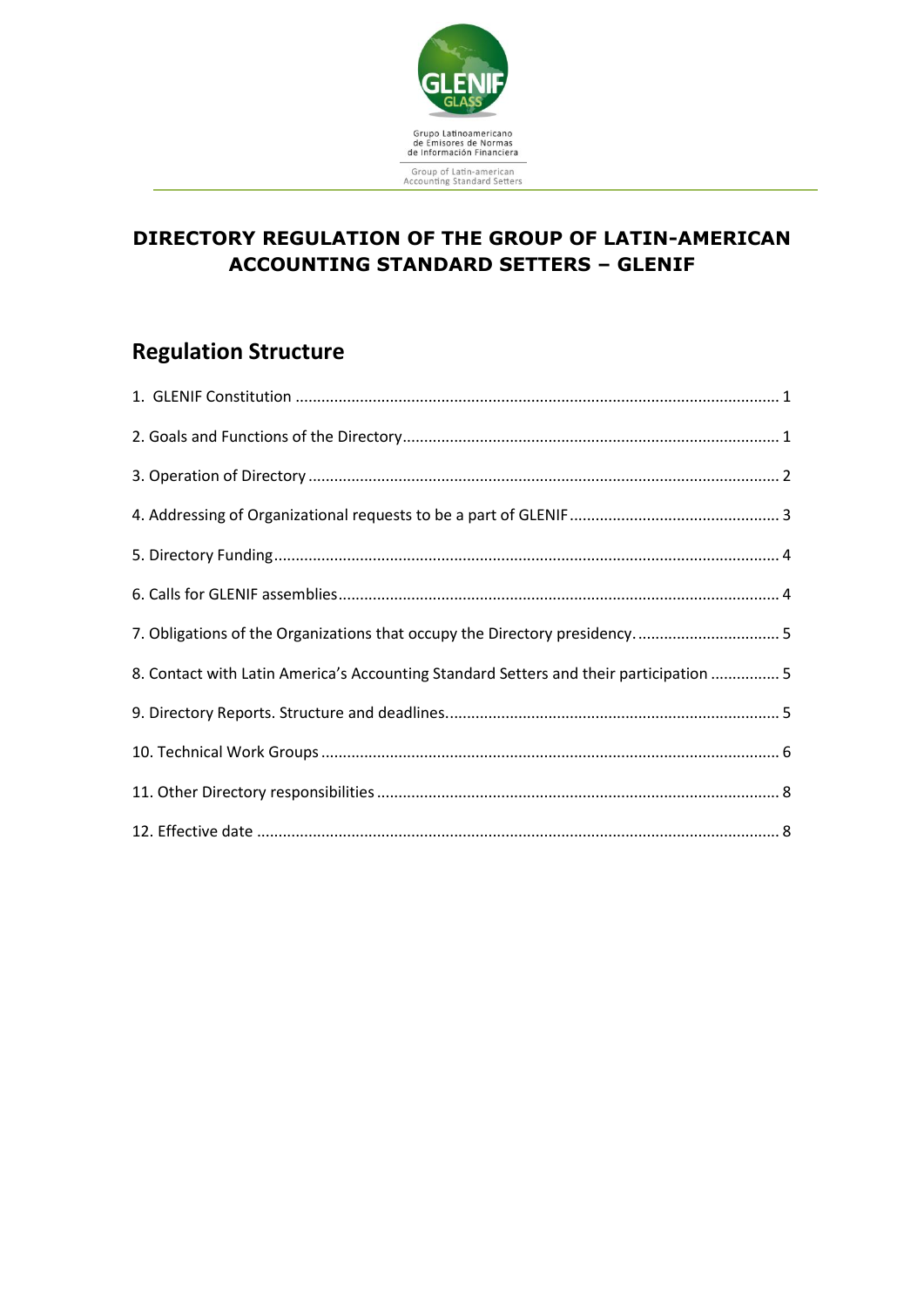Grupo Latinoamericano de Emisores de Normas de Información Financiera

Group of Latin-american Accounting Standard Setters

# DIRECTORY REGULATION OF THE GROUP OF LATIN-AMERICAN ACCOUNTING STANDARD SETTERS – GLENIF

## Regulation Structure

1. GLENIF Constitution ........ 1
2. Goals and Functions of the Directory ........ 1
3. Operation of Directory ........ 2
4. Addressing of Organizational requests to be a part of GLENIF ........ 3
5. Directory Funding ........ 4
6. Calls for GLENIF assemblies ........ 4
7. Obligations of the Organizations that occupy the Directory presidency. ........ 5
8. Contact with Latin America's Accounting Standard Setters and their participation ........ 5
9. Directory Reports. Structure and deadlines. ........ 5
10. Technical Work Groups ........ 6
11. Other Directory responsibilities ........ 8
12. Effective date ........ 8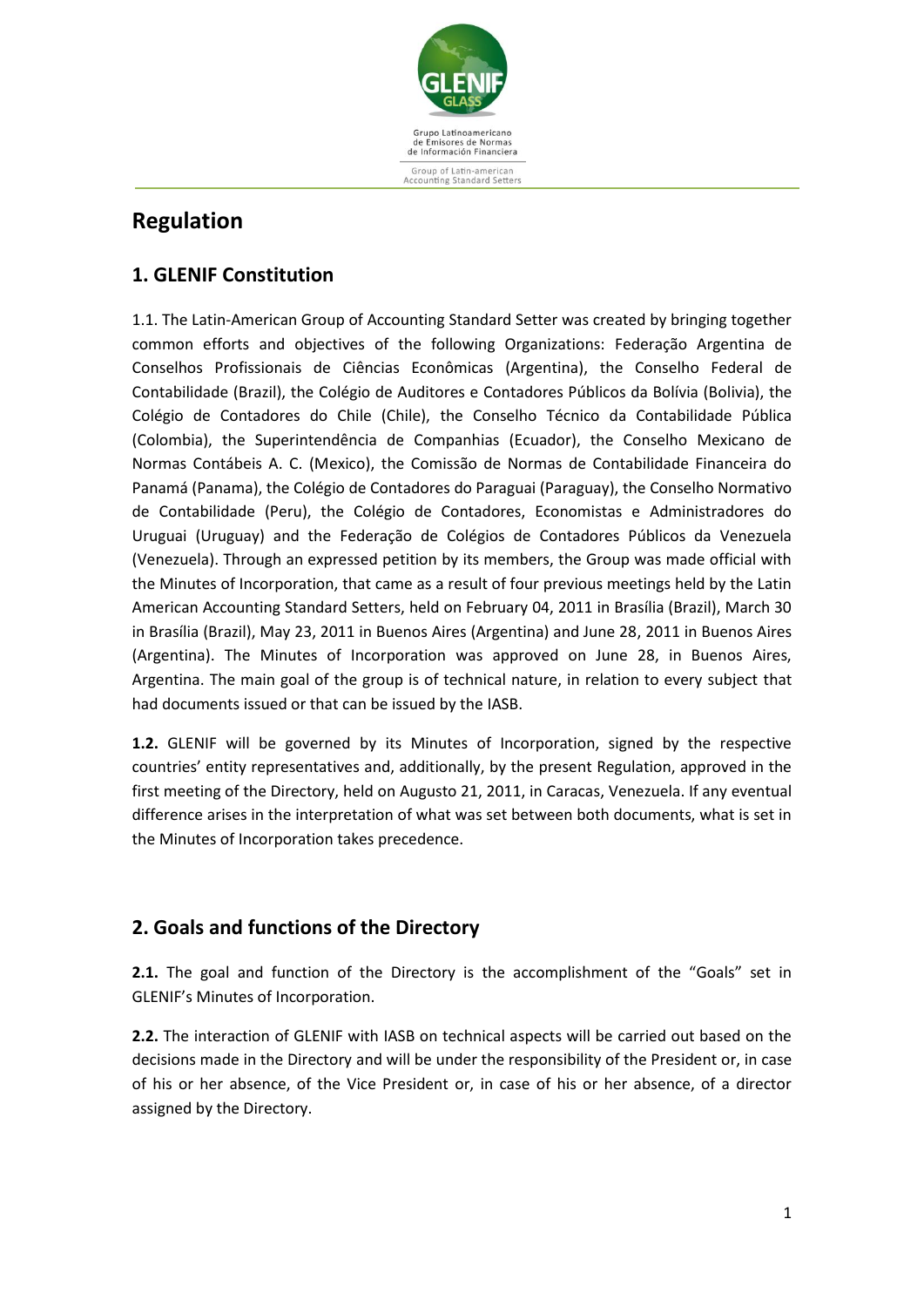# Regulation

## 1. GLENIF Constitution

1.1. The Latin-American Group of Accounting Standard Setter was created by bringing together common efforts and objectives of the following Organizations: Federação Argentina de Conselhos Profissionais de Ciências Econômicas (Argentina), the Conselho Federal de Contabilidade (Brazil), the Colégio de Auditores e Contadores Públicos da Bolívia (Bolivia), the Colégio de Contadores do Chile (Chile), the Conselho Técnico da Contabilidade Pública (Colombia), the Superintendência de Companhias (Ecuador), the Conselho Mexicano de Normas Contábeis A. C. (Mexico), the Comissão de Normas de Contabilidade Financeira do Panamá (Panama), the Colégio de Contadores do Paraguai (Paraguay), the Conselho Normativo de Contabilidade (Peru), the Colégio de Contadores, Economistas e Administradores do Uruguai (Uruguay) and the Federação de Colégios de Contadores Públicos da Venezuela (Venezuela). Through an expressed petition by its members, the Group was made official with the Minutes of Incorporation, that came as a result of four previous meetings held by the Latin American Accounting Standard Setters, held on February 04, 2011 in Brasília (Brazil), March 30 in Brasília (Brazil), May 23, 2011 in Buenos Aires (Argentina) and June 28, 2011 in Buenos Aires (Argentina). The Minutes of Incorporation was approved on June 28, in Buenos Aires, Argentina. The main goal of the group is of technical nature, in relation to every subject that had documents issued or that can be issued by the IASB.

**1.2.** GLENIF will be governed by its Minutes of Incorporation, signed by the respective countries' entity representatives and, additionally, by the present Regulation, approved in the first meeting of the Directory, held on Augusto 21, 2011, in Caracas, Venezuela. If any eventual difference arises in the interpretation of what was set between both documents, what is set in the Minutes of Incorporation takes precedence.

## 2. Goals and functions of the Directory

**2.1.** The goal and function of the Directory is the accomplishment of the "Goals" set in GLENIF's Minutes of Incorporation.

**2.2.** The interaction of GLENIF with IASB on technical aspects will be carried out based on the decisions made in the Directory and will be under the responsibility of the President or, in case of his or her absence, of the Vice President or, in case of his or her absence, of a director assigned by the Directory.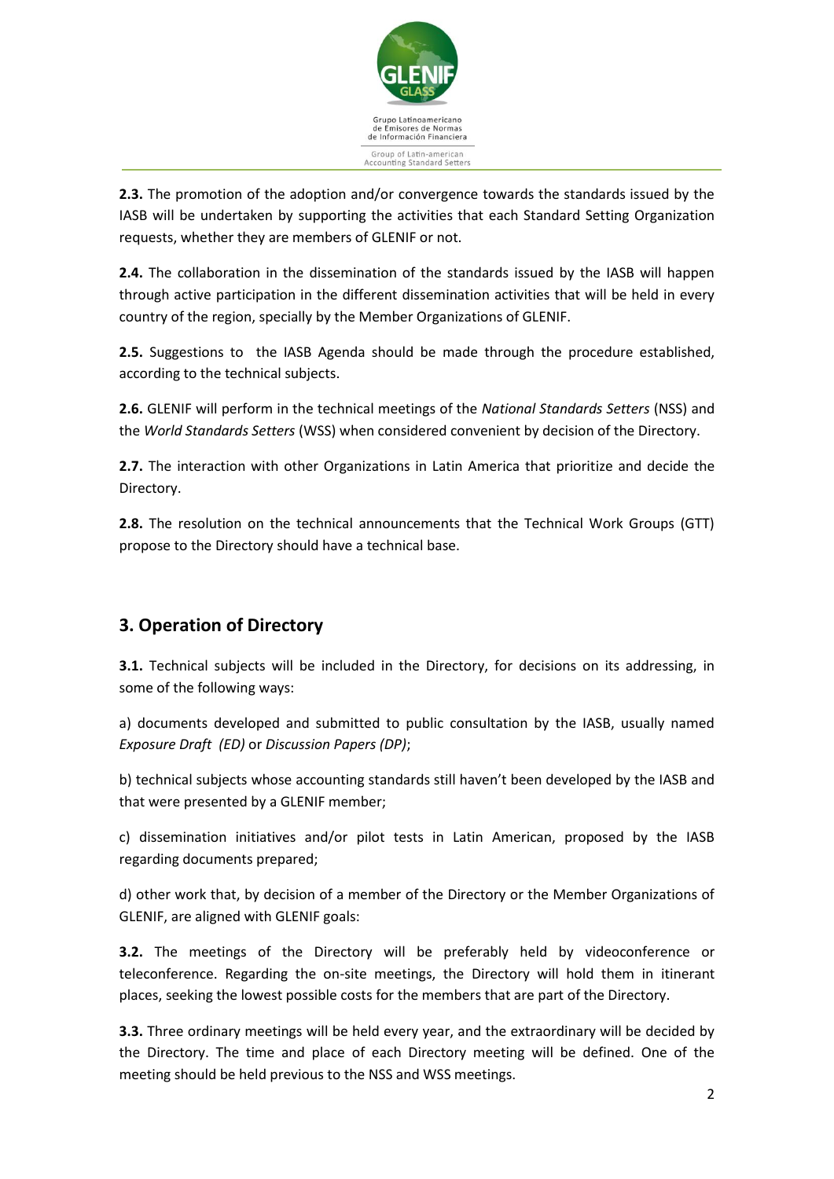**2.3.** The promotion of the adoption and/or convergence towards the standards issued by the IASB will be undertaken by supporting the activities that each Standard Setting Organization requests, whether they are members of GLENIF or not.

**2.4.** The collaboration in the dissemination of the standards issued by the IASB will happen through active participation in the different dissemination activities that will be held in every country of the region, specially by the Member Organizations of GLENIF.

**2.5.** Suggestions to the IASB Agenda should be made through the procedure established, according to the technical subjects.

**2.6.** GLENIF will perform in the technical meetings of the *National Standards Setters* (NSS) and the *World Standards Setters* (WSS) when considered convenient by decision of the Directory.

**2.7.** The interaction with other Organizations in Latin America that prioritize and decide the Directory.

**2.8.** The resolution on the technical announcements that the Technical Work Groups (GTT) propose to the Directory should have a technical base.

## 3. Operation of Directory

**3.1.** Technical subjects will be included in the Directory, for decisions on its addressing, in some of the following ways:

a) documents developed and submitted to public consultation by the IASB, usually named *Exposure Draft (ED)* or *Discussion Papers (DP)*;

b) technical subjects whose accounting standards still haven't been developed by the IASB and that were presented by a GLENIF member;

c) dissemination initiatives and/or pilot tests in Latin American, proposed by the IASB regarding documents prepared;

d) other work that, by decision of a member of the Directory or the Member Organizations of GLENIF, are aligned with GLENIF goals:

**3.2.** The meetings of the Directory will be preferably held by videoconference or teleconference. Regarding the on-site meetings, the Directory will hold them in itinerant places, seeking the lowest possible costs for the members that are part of the Directory.

**3.3.** Three ordinary meetings will be held every year, and the extraordinary will be decided by the Directory. The time and place of each Directory meeting will be defined. One of the meeting should be held previous to the NSS and WSS meetings.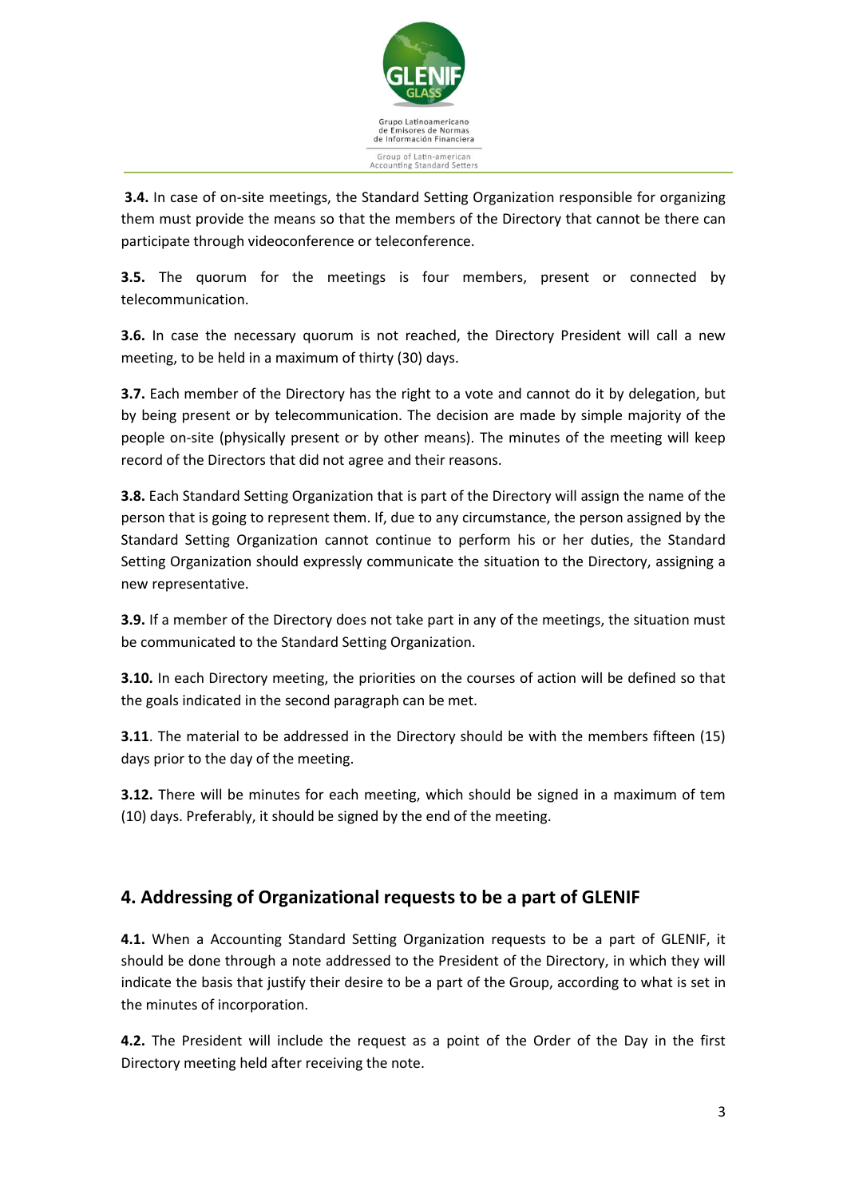**3.4.** In case of on-site meetings, the Standard Setting Organization responsible for organizing them must provide the means so that the members of the Directory that cannot be there can participate through videoconference or teleconference.

**3.5.** The quorum for the meetings is four members, present or connected by telecommunication.

**3.6.** In case the necessary quorum is not reached, the Directory President will call a new meeting, to be held in a maximum of thirty (30) days.

**3.7.** Each member of the Directory has the right to a vote and cannot do it by delegation, but by being present or by telecommunication. The decision are made by simple majority of the people on-site (physically present or by other means). The minutes of the meeting will keep record of the Directors that did not agree and their reasons.

**3.8.** Each Standard Setting Organization that is part of the Directory will assign the name of the person that is going to represent them. If, due to any circumstance, the person assigned by the Standard Setting Organization cannot continue to perform his or her duties, the Standard Setting Organization should expressly communicate the situation to the Directory, assigning a new representative.

**3.9.** If a member of the Directory does not take part in any of the meetings, the situation must be communicated to the Standard Setting Organization.

**3.10.** In each Directory meeting, the priorities on the courses of action will be defined so that the goals indicated in the second paragraph can be met.

**3.11**. The material to be addressed in the Directory should be with the members fifteen (15) days prior to the day of the meeting.

**3.12.** There will be minutes for each meeting, which should be signed in a maximum of tem (10) days. Preferably, it should be signed by the end of the meeting.

## 4. Addressing of Organizational requests to be a part of GLENIF

**4.1.** When a Accounting Standard Setting Organization requests to be a part of GLENIF, it should be done through a note addressed to the President of the Directory, in which they will indicate the basis that justify their desire to be a part of the Group, according to what is set in the minutes of incorporation.

**4.2.** The President will include the request as a point of the Order of the Day in the first Directory meeting held after receiving the note.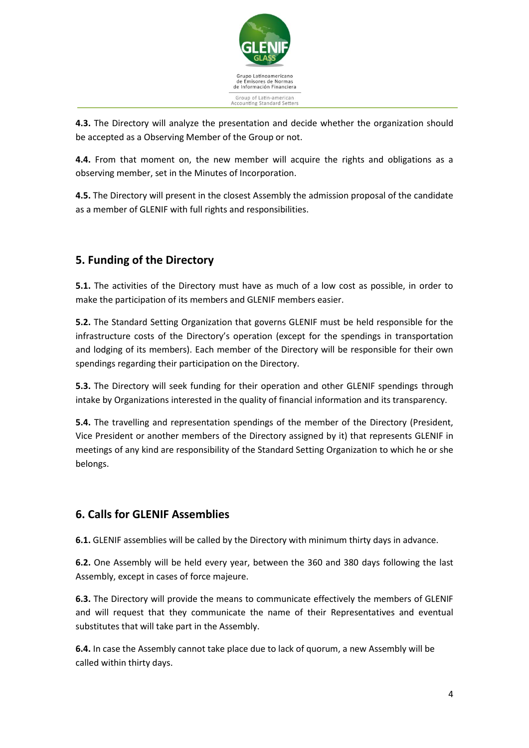**4.3.** The Directory will analyze the presentation and decide whether the organization should be accepted as a Observing Member of the Group or not.

**4.4.** From that moment on, the new member will acquire the rights and obligations as a observing member, set in the Minutes of Incorporation.

**4.5.** The Directory will present in the closest Assembly the admission proposal of the candidate as a member of GLENIF with full rights and responsibilities.

## 5. Funding of the Directory

**5.1.** The activities of the Directory must have as much of a low cost as possible, in order to make the participation of its members and GLENIF members easier.

**5.2.** The Standard Setting Organization that governs GLENIF must be held responsible for the infrastructure costs of the Directory's operation (except for the spendings in transportation and lodging of its members). Each member of the Directory will be responsible for their own spendings regarding their participation on the Directory.

**5.3.** The Directory will seek funding for their operation and other GLENIF spendings through intake by Organizations interested in the quality of financial information and its transparency.

**5.4.** The travelling and representation spendings of the member of the Directory (President, Vice President or another members of the Directory assigned by it) that represents GLENIF in meetings of any kind are responsibility of the Standard Setting Organization to which he or she belongs.

## 6. Calls for GLENIF Assemblies

**6.1.** GLENIF assemblies will be called by the Directory with minimum thirty days in advance.

**6.2.** One Assembly will be held every year, between the 360 and 380 days following the last Assembly, except in cases of force majeure.

**6.3.** The Directory will provide the means to communicate effectively the members of GLENIF and will request that they communicate the name of their Representatives and eventual substitutes that will take part in the Assembly.

**6.4.** In case the Assembly cannot take place due to lack of quorum, a new Assembly will be called within thirty days.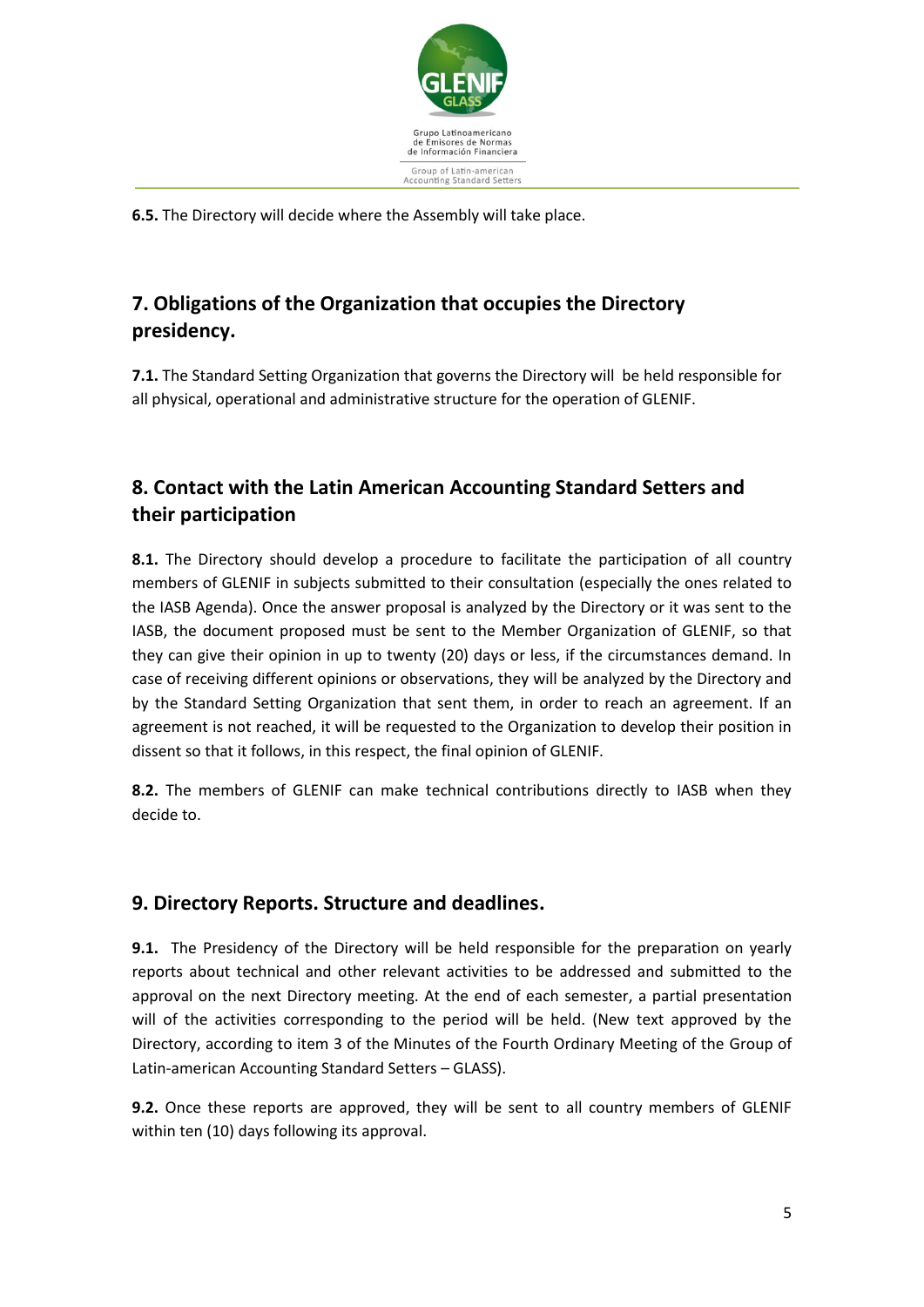**6.5.** The Directory will decide where the Assembly will take place.

## 7. Obligations of the Organization that occupies the Directory presidency.

**7.1.** The Standard Setting Organization that governs the Directory will  be held responsible for all physical, operational and administrative structure for the operation of GLENIF.

## 8. Contact with the Latin American Accounting Standard Setters and their participation

**8.1.** The Directory should develop a procedure to facilitate the participation of all country members of GLENIF in subjects submitted to their consultation (especially the ones related to the IASB Agenda). Once the answer proposal is analyzed by the Directory or it was sent to the IASB, the document proposed must be sent to the Member Organization of GLENIF, so that they can give their opinion in up to twenty (20) days or less, if the circumstances demand. In case of receiving different opinions or observations, they will be analyzed by the Directory and by the Standard Setting Organization that sent them, in order to reach an agreement. If an agreement is not reached, it will be requested to the Organization to develop their position in dissent so that it follows, in this respect, the final opinion of GLENIF.

**8.2.** The members of GLENIF can make technical contributions directly to IASB when they decide to.

## 9. Directory Reports. Structure and deadlines.

**9.1.** The Presidency of the Directory will be held responsible for the preparation on yearly reports about technical and other relevant activities to be addressed and submitted to the approval on the next Directory meeting. At the end of each semester, a partial presentation will of the activities corresponding to the period will be held. (New text approved by the Directory, according to item 3 of the Minutes of the Fourth Ordinary Meeting of the Group of Latin-american Accounting Standard Setters – GLASS).

**9.2.** Once these reports are approved, they will be sent to all country members of GLENIF within ten (10) days following its approval.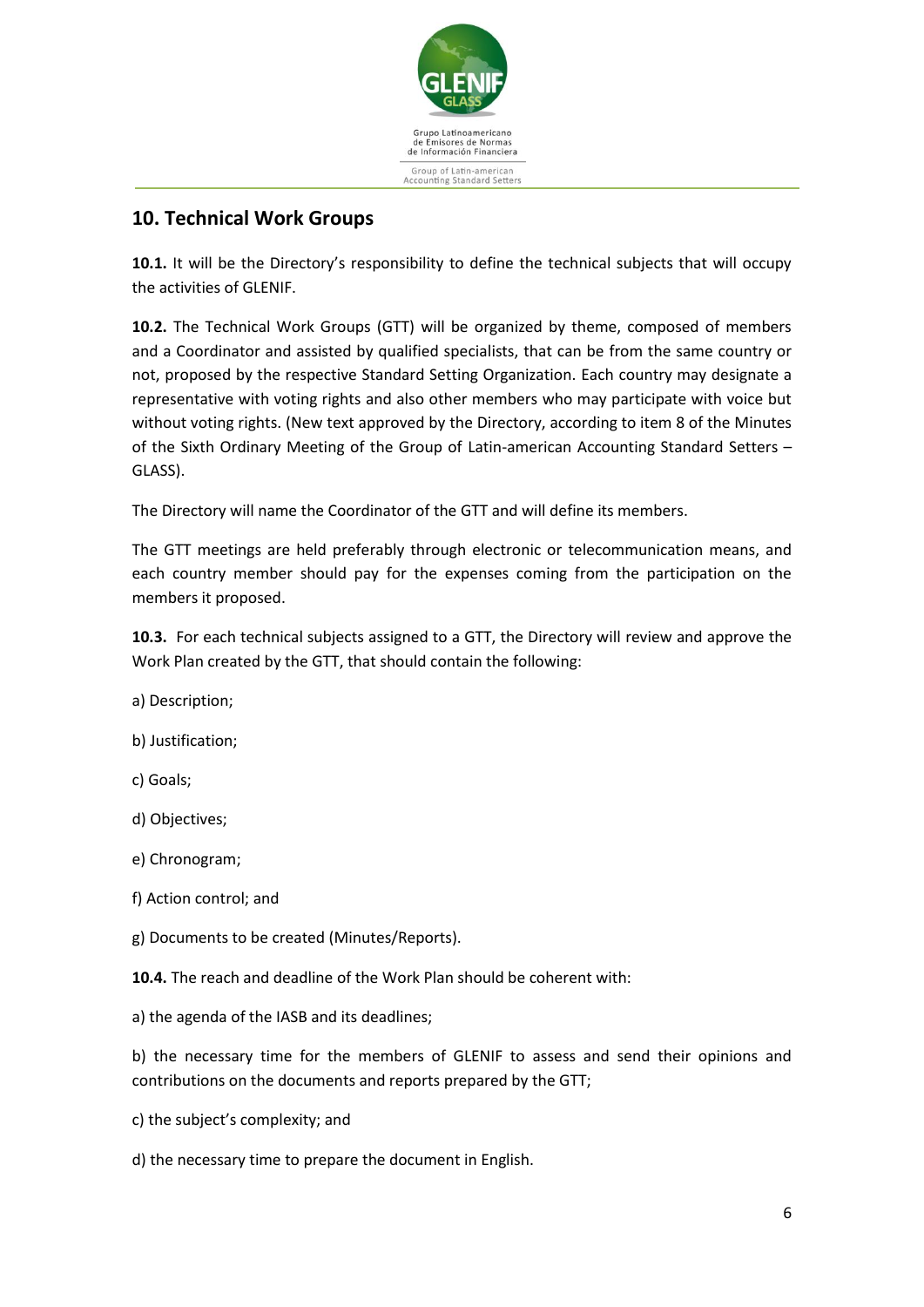## 10. Technical Work Groups

**10.1.** It will be the Directory's responsibility to define the technical subjects that will occupy the activities of GLENIF.

**10.2.** The Technical Work Groups (GTT) will be organized by theme, composed of members and a Coordinator and assisted by qualified specialists, that can be from the same country or not, proposed by the respective Standard Setting Organization. Each country may designate a representative with voting rights and also other members who may participate with voice but without voting rights. (New text approved by the Directory, according to item 8 of the Minutes of the Sixth Ordinary Meeting of the Group of Latin-american Accounting Standard Setters – GLASS).

The Directory will name the Coordinator of the GTT and will define its members.

The GTT meetings are held preferably through electronic or telecommunication means, and each country member should pay for the expenses coming from the participation on the members it proposed.

**10.3.** For each technical subjects assigned to a GTT, the Directory will review and approve the Work Plan created by the GTT, that should contain the following:

a) Description;

b) Justification;

c) Goals;

d) Objectives;

e) Chronogram;

f) Action control; and

g) Documents to be created (Minutes/Reports).

**10.4.** The reach and deadline of the Work Plan should be coherent with:

a) the agenda of the IASB and its deadlines;

b) the necessary time for the members of GLENIF to assess and send their opinions and contributions on the documents and reports prepared by the GTT;

c) the subject's complexity; and

d) the necessary time to prepare the document in English.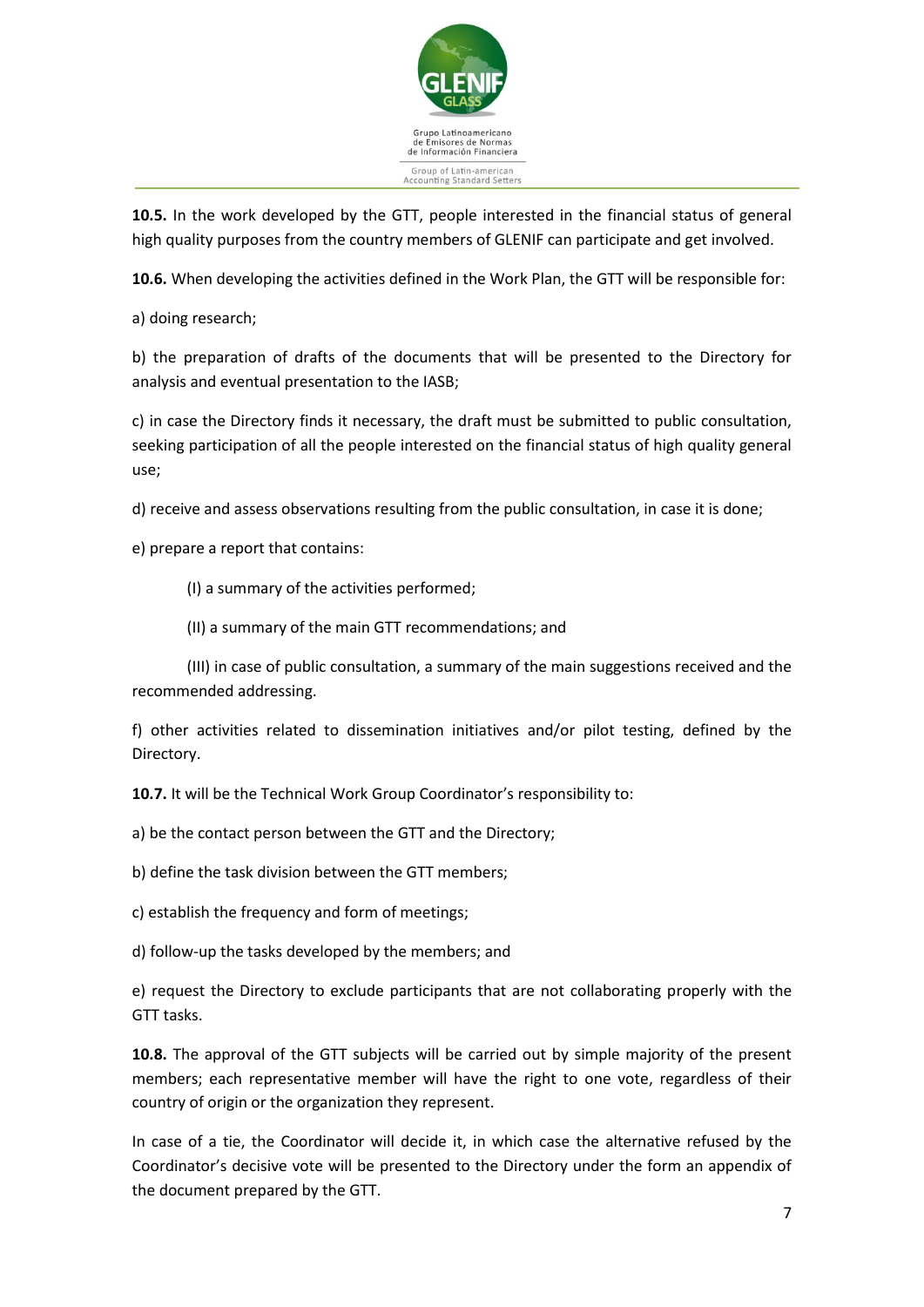**10.5.** In the work developed by the GTT, people interested in the financial status of general high quality purposes from the country members of GLENIF can participate and get involved.

**10.6.** When developing the activities defined in the Work Plan, the GTT will be responsible for:

a) doing research;

b) the preparation of drafts of the documents that will be presented to the Directory for analysis and eventual presentation to the IASB;

c) in case the Directory finds it necessary, the draft must be submitted to public consultation, seeking participation of all the people interested on the financial status of high quality general use;

d) receive and assess observations resulting from the public consultation, in case it is done;

e) prepare a report that contains:

(I) a summary of the activities performed;

(II) a summary of the main GTT recommendations; and

(III) in case of public consultation, a summary of the main suggestions received and the recommended addressing.

f) other activities related to dissemination initiatives and/or pilot testing, defined by the Directory.

**10.7.** It will be the Technical Work Group Coordinator's responsibility to:

a) be the contact person between the GTT and the Directory;

b) define the task division between the GTT members;

c) establish the frequency and form of meetings;

d) follow-up the tasks developed by the members; and

e) request the Directory to exclude participants that are not collaborating properly with the GTT tasks.

**10.8.** The approval of the GTT subjects will be carried out by simple majority of the present members; each representative member will have the right to one vote, regardless of their country of origin or the organization they represent.

In case of a tie, the Coordinator will decide it, in which case the alternative refused by the Coordinator's decisive vote will be presented to the Directory under the form an appendix of the document prepared by the GTT.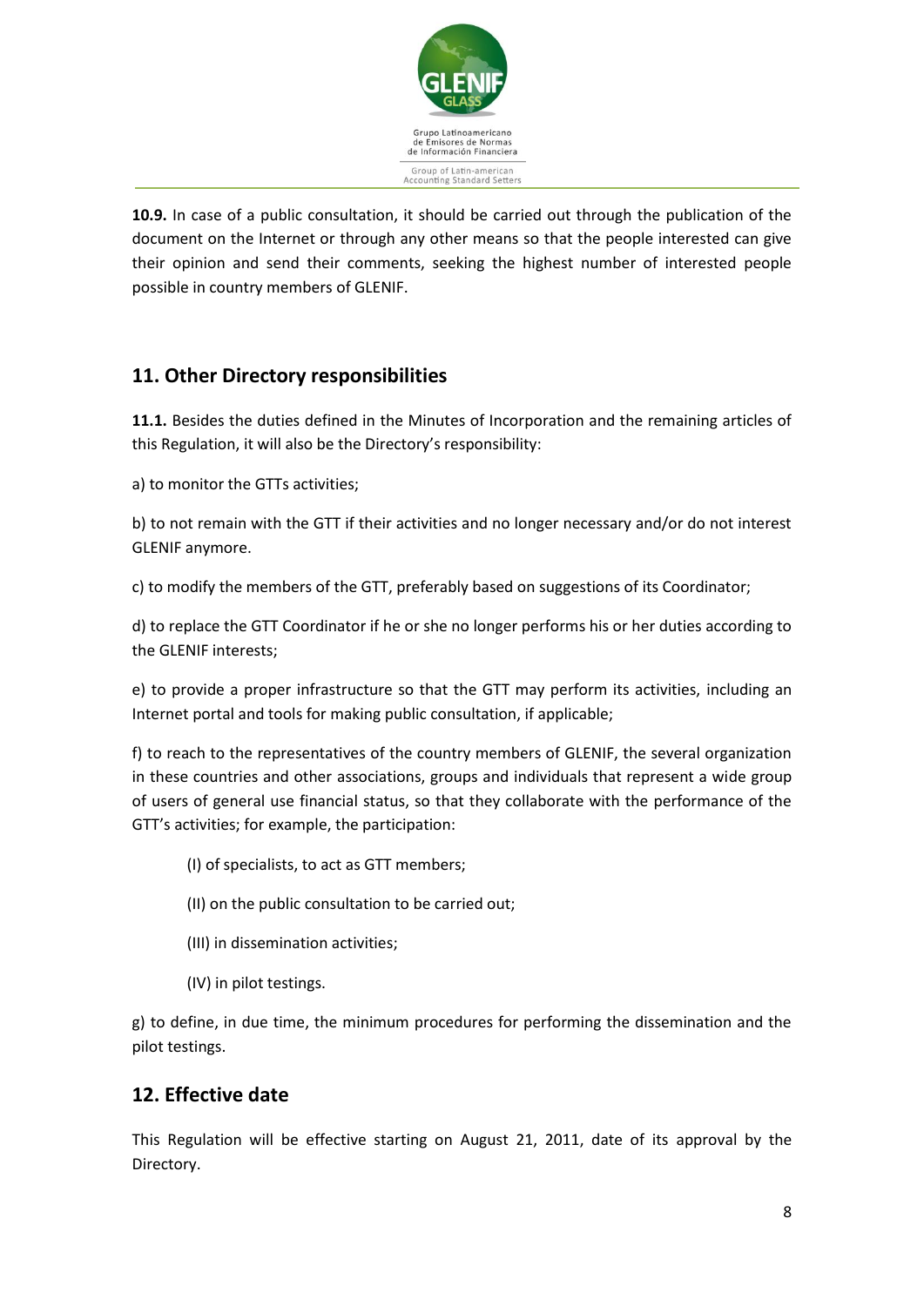**10.9.** In case of a public consultation, it should be carried out through the publication of the document on the Internet or through any other means so that the people interested can give their opinion and send their comments, seeking the highest number of interested people possible in country members of GLENIF.

## 11. Other Directory responsibilities

**11.1.** Besides the duties defined in the Minutes of Incorporation and the remaining articles of this Regulation, it will also be the Directory's responsibility:

a) to monitor the GTTs activities;

b) to not remain with the GTT if their activities and no longer necessary and/or do not interest GLENIF anymore.

c) to modify the members of the GTT, preferably based on suggestions of its Coordinator;

d) to replace the GTT Coordinator if he or she no longer performs his or her duties according to the GLENIF interests;

e) to provide a proper infrastructure so that the GTT may perform its activities, including an Internet portal and tools for making public consultation, if applicable;

f) to reach to the representatives of the country members of GLENIF, the several organization in these countries and other associations, groups and individuals that represent a wide group of users of general use financial status, so that they collaborate with the performance of the GTT's activities; for example, the participation:

(I) of specialists, to act as GTT members;

(II) on the public consultation to be carried out;

(III) in dissemination activities;

(IV) in pilot testings.

g) to define, in due time, the minimum procedures for performing the dissemination and the pilot testings.

## 12. Effective date

This Regulation will be effective starting on August 21, 2011, date of its approval by the Directory.